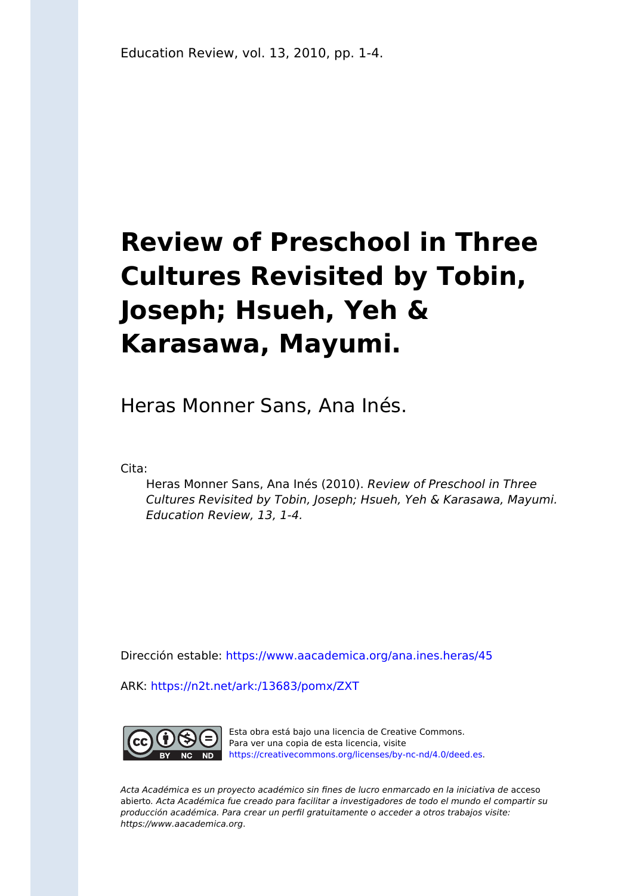Education Review, vol. 13, 2010, pp. 1-4.

# Review of Preschool in Three Cultures Revisited by Tobin, Joseph; Hsueh, Yeh & Karasawa, Mayumi.

Heras Monner Sans, Ana Inés.

Cita:

*Heras Monner Sans, Ana Inés (2010). Review of Preschool in Three Cultures Revisited by Tobin, Joseph; Hsueh, Yeh & Karasawa, Mayumi. Education Review, 13, 1-4.*

Dirección estable: https://www.aacademica.org/ana.ines.heras/45

ARK: https://n2t.net/ark:/13683/pomx/ZXT

Esta obra está bajo una licencia de Creative Commons. Para ver una copia de esta licencia, visite https://creativecommons.org/licenses/by-nc-nd/4.0/deed.es.

*Acta Académica es un proyecto académico sin fines de lucro enmarcado en la iniciativa de* acceso abierto. *Acta Académica fue creado para facilitar a investigadores de todo el mundo el compartir su producción académica. Para crear un perfil gratuitamente o acceder a otros trabajos visite: https://www.aacademica.org.*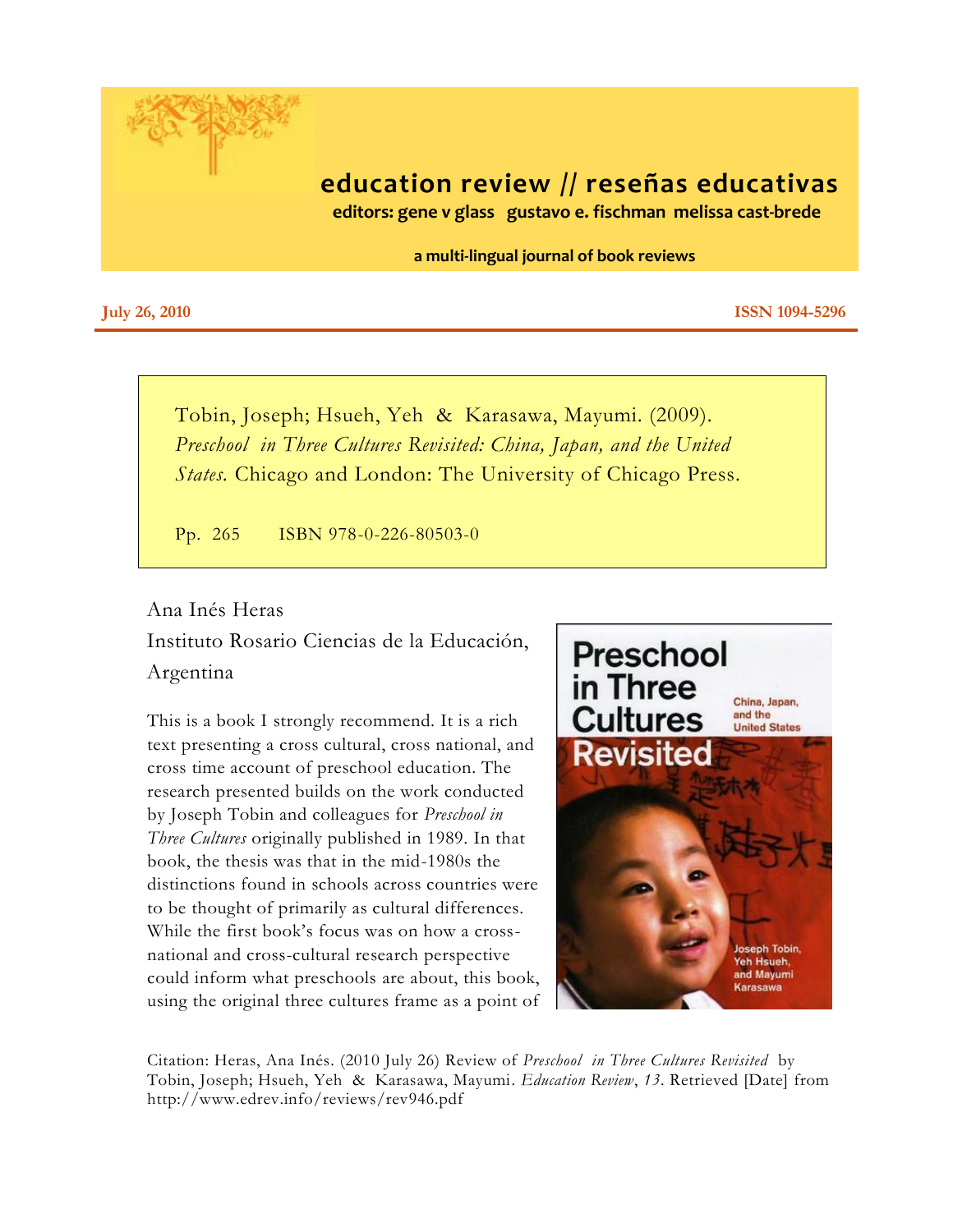# education review // reseñas educativas

**editors: gene v glass gustavo e. fischman melissa cast-brede**

**a multi-lingual journal of book reviews**

**July 26, 2010** **ISSN 1094-5296**

Tobin, Joseph; Hsueh, Yeh & Karasawa, Mayumi. (2009). *Preschool in Three Cultures Revisited: China, Japan, and the United States.* Chicago and London: The University of Chicago Press.

Pp. 265 ISBN 978-0-226-80503-0

Ana Inés Heras
Instituto Rosario Ciencias de la Educación, Argentina

This is a book I strongly recommend. It is a rich text presenting a cross cultural, cross national, and cross time account of preschool education. The research presented builds on the work conducted by Joseph Tobin and colleagues for *Preschool in Three Cultures* originally published in 1989. In that book, the thesis was that in the mid-1980s the distinctions found in schools across countries were to be thought of primarily as cultural differences. While the first book's focus was on how a cross-national and cross-cultural research perspective could inform what preschools are about, this book, using the original three cultures frame as a point of

Citation: Heras, Ana Inés. (2010 July 26) Review of *Preschool in Three Cultures Revisited* by Tobin, Joseph; Hsueh, Yeh & Karasawa, Mayumi. *Education Review*, *13*. Retrieved [Date] from http://www.edrev.info/reviews/rev946.pdf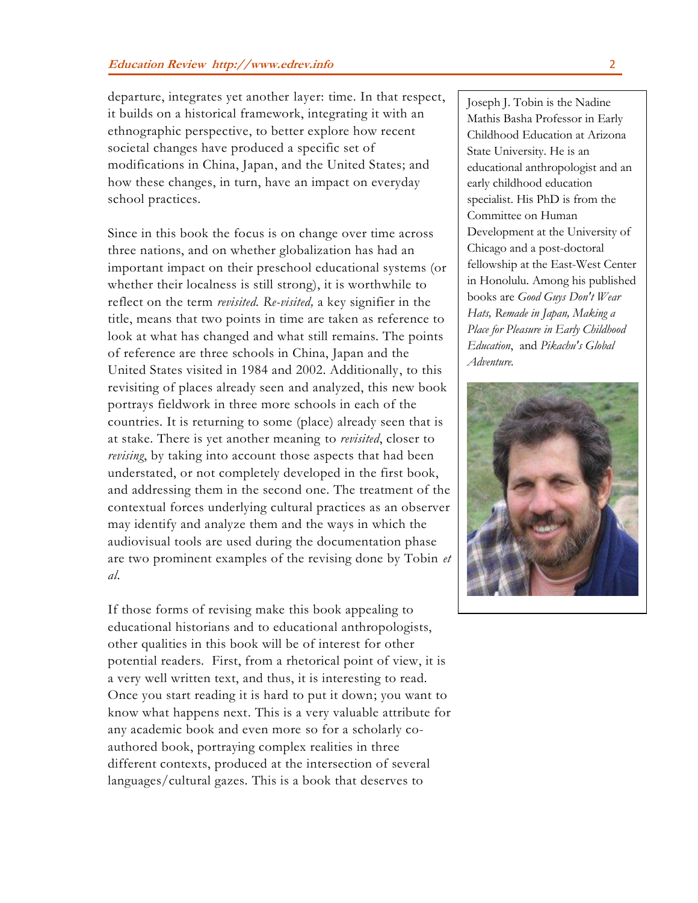departure, integrates yet another layer: time. In that respect, it builds on a historical framework, integrating it with an ethnographic perspective, to better explore how recent societal changes have produced a specific set of modifications in China, Japan, and the United States; and how these changes, in turn, have an impact on everyday school practices.

Since in this book the focus is on change over time across three nations, and on whether globalization has had an important impact on their preschool educational systems (or whether their localness is still strong), it is worthwhile to reflect on the term *revisited*. *Re-visited,* a key signifier in the title, means that two points in time are taken as reference to look at what has changed and what still remains. The points of reference are three schools in China, Japan and the United States visited in 1984 and 2002. Additionally, to this revisiting of places already seen and analyzed, this new book portrays fieldwork in three more schools in each of the countries. It is returning to some (place) already seen that is at stake. There is yet another meaning to *revisited*, closer to *revising*, by taking into account those aspects that had been understated, or not completely developed in the first book, and addressing them in the second one. The treatment of the contextual forces underlying cultural practices as an observer may identify and analyze them and the ways in which the audiovisual tools are used during the documentation phase are two prominent examples of the revising done by Tobin *et al*.

If those forms of revising make this book appealing to educational historians and to educational anthropologists, other qualities in this book will be of interest for other potential readers. First, from a rhetorical point of view, it is a very well written text, and thus, it is interesting to read. Once you start reading it is hard to put it down; you want to know what happens next. This is a very valuable attribute for any academic book and even more so for a scholarly co-authored book, portraying complex realities in three different contexts, produced at the intersection of several languages/cultural gazes. This is a book that deserves to

Joseph J. Tobin is the Nadine Mathis Basha Professor in Early Childhood Education at Arizona State University. He is an educational anthropologist and an early childhood education specialist. His PhD is from the Committee on Human Development at the University of Chicago and a post-doctoral fellowship at the East-West Center in Honolulu. Among his published books are *Good Guys Don't Wear Hats, Remade in Japan, Making a Place for Pleasure in Early Childhood Education*, and *Pikachu's Global Adventure*.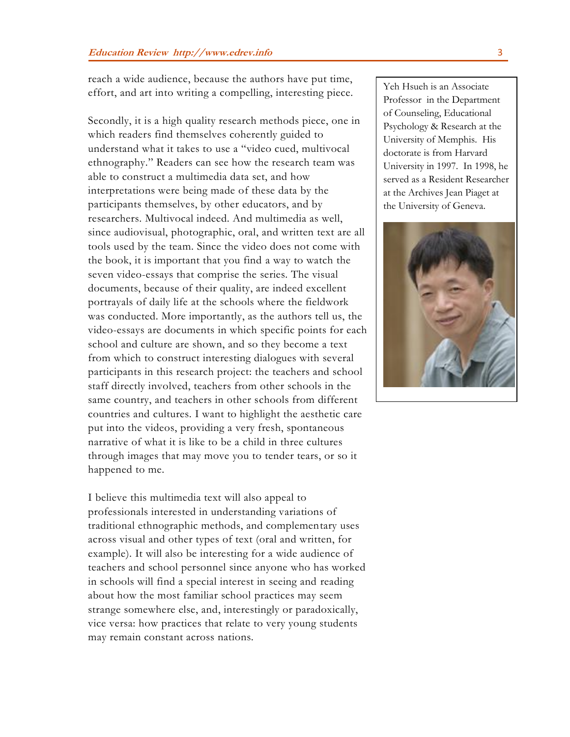reach a wide audience, because the authors have put time, effort, and art into writing a compelling, interesting piece.

Secondly, it is a high quality research methods piece, one in which readers find themselves coherently guided to understand what it takes to use a "video cued, multivocal ethnography." Readers can see how the research team was able to construct a multimedia data set, and how interpretations were being made of these data by the participants themselves, by other educators, and by researchers. Multivocal indeed. And multimedia as well, since audiovisual, photographic, oral, and written text are all tools used by the team. Since the video does not come with the book, it is important that you find a way to watch the seven video-essays that comprise the series. The visual documents, because of their quality, are indeed excellent portrayals of daily life at the schools where the fieldwork was conducted. More importantly, as the authors tell us, the video-essays are documents in which specific points for each school and culture are shown, and so they become a text from which to construct interesting dialogues with several participants in this research project: the teachers and school staff directly involved, teachers from other schools in the same country, and teachers in other schools from different countries and cultures. I want to highlight the aesthetic care put into the videos, providing a very fresh, spontaneous narrative of what it is like to be a child in three cultures through images that may move you to tender tears, or so it happened to me.

I believe this multimedia text will also appeal to professionals interested in understanding variations of traditional ethnographic methods, and complementary uses across visual and other types of text (oral and written, for example). It will also be interesting for a wide audience of teachers and school personnel since anyone who has worked in schools will find a special interest in seeing and reading about how the most familiar school practices may seem strange somewhere else, and, interestingly or paradoxically, vice versa: how practices that relate to very young students may remain constant across nations.

Yeh Hsueh is an Associate Professor in the Department of Counseling, Educational Psychology & Research at the University of Memphis. His doctorate is from Harvard University in 1997. In 1998, he served as a Resident Researcher at the Archives Jean Piaget at the University of Geneva.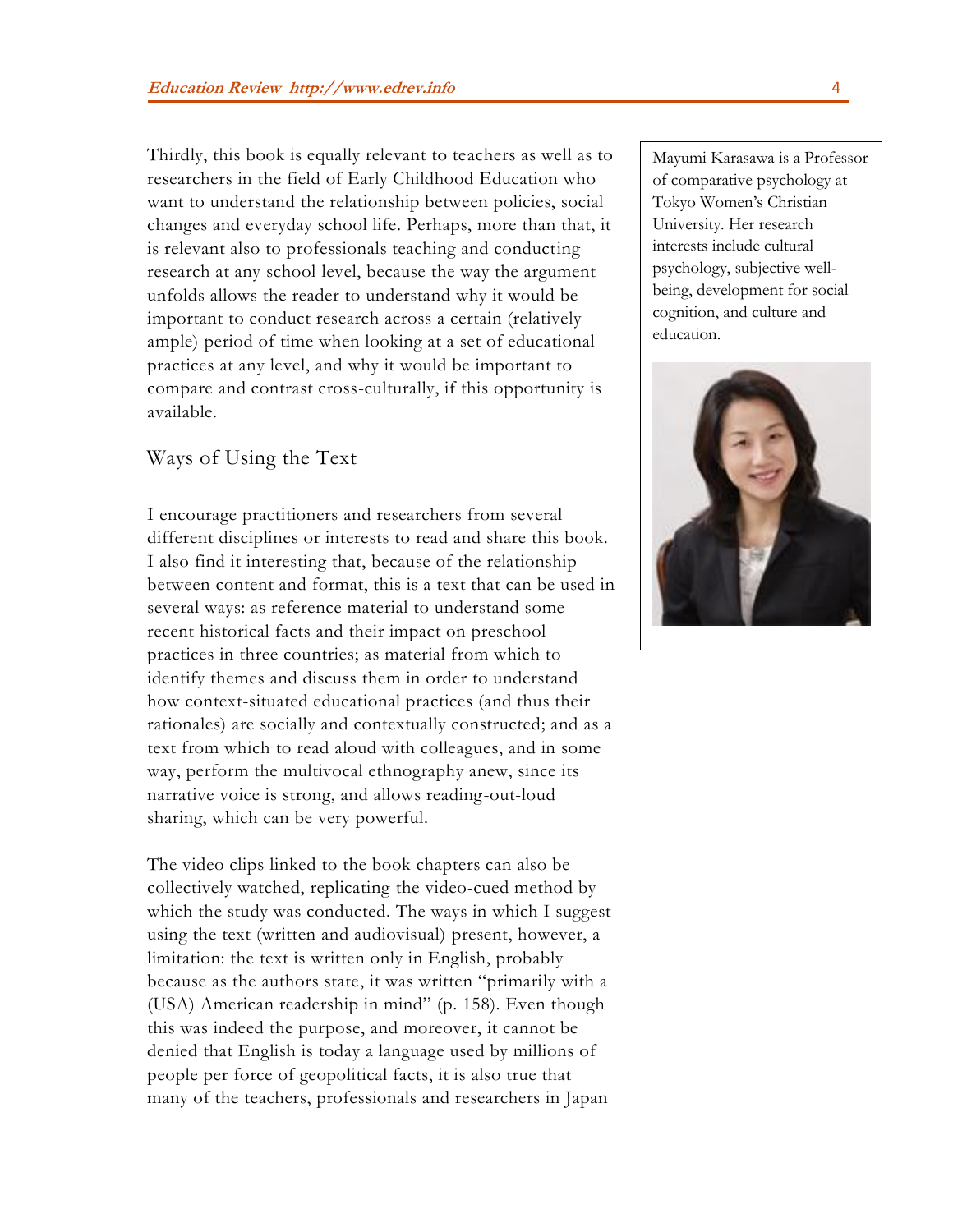Thirdly, this book is equally relevant to teachers as well as to researchers in the field of Early Childhood Education who want to understand the relationship between policies, social changes and everyday school life. Perhaps, more than that, it is relevant also to professionals teaching and conducting research at any school level, because the way the argument unfolds allows the reader to understand why it would be important to conduct research across a certain (relatively ample) period of time when looking at a set of educational practices at any level, and why it would be important to compare and contrast cross-culturally, if this opportunity is available.

Mayumi Karasawa is a Professor of comparative psychology at Tokyo Women's Christian University. Her research interests include cultural psychology, subjective well-being, development for social cognition, and culture and education.

## Ways of Using the Text

I encourage practitioners and researchers from several different disciplines or interests to read and share this book. I also find it interesting that, because of the relationship between content and format, this is a text that can be used in several ways: as reference material to understand some recent historical facts and their impact on preschool practices in three countries; as material from which to identify themes and discuss them in order to understand how context-situated educational practices (and thus their rationales) are socially and contextually constructed; and as a text from which to read aloud with colleagues, and in some way, perform the multivocal ethnography anew, since its narrative voice is strong, and allows reading-out-loud sharing, which can be very powerful.

The video clips linked to the book chapters can also be collectively watched, replicating the video-cued method by which the study was conducted. The ways in which I suggest using the text (written and audiovisual) present, however, a limitation: the text is written only in English, probably because as the authors state, it was written "primarily with a (USA) American readership in mind" (p. 158). Even though this was indeed the purpose, and moreover, it cannot be denied that English is today a language used by millions of people per force of geopolitical facts, it is also true that many of the teachers, professionals and researchers in Japan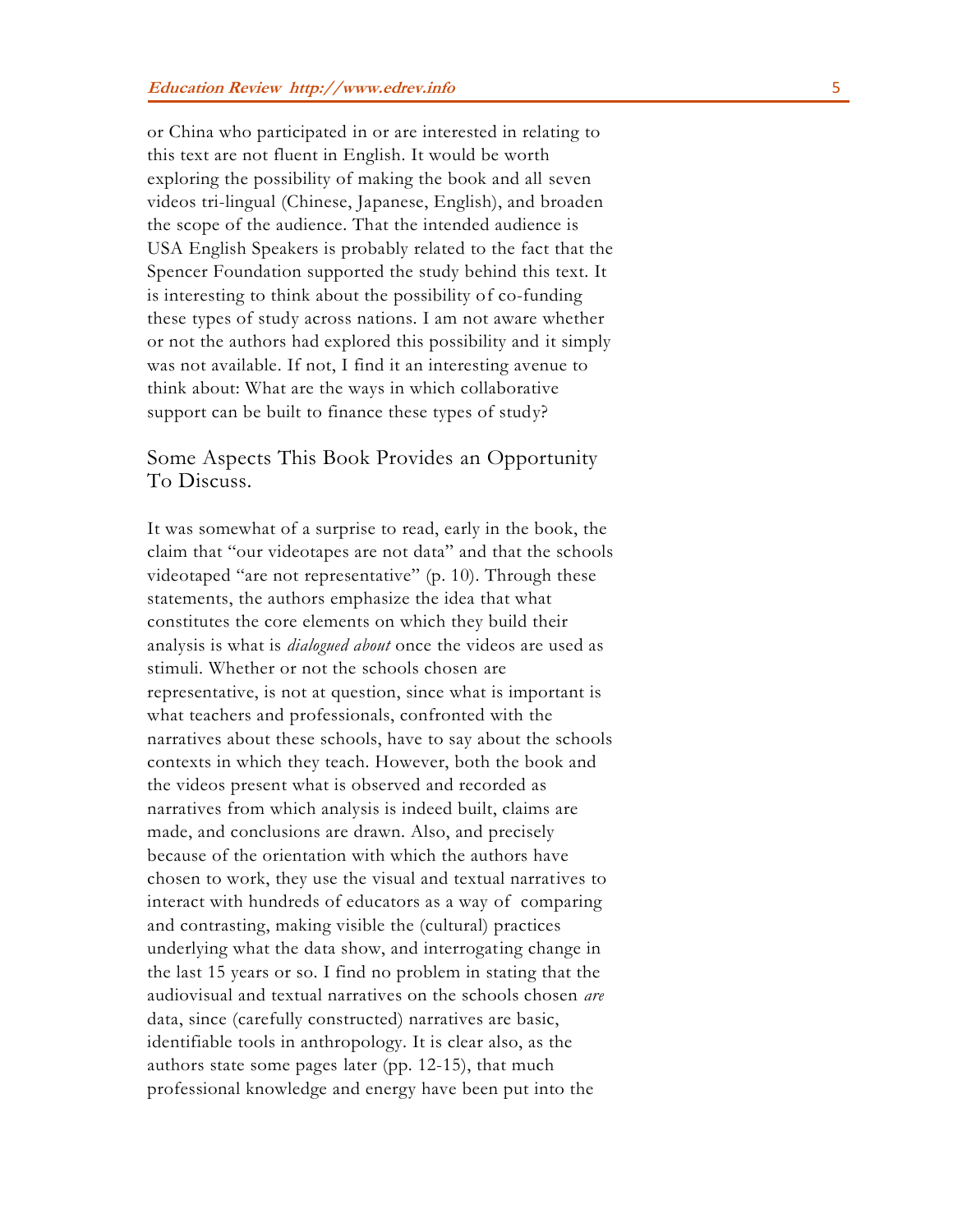or China who participated in or are interested in relating to this text are not fluent in English. It would be worth exploring the possibility of making the book and all seven videos tri-lingual (Chinese, Japanese, English), and broaden the scope of the audience. That the intended audience is USA English Speakers is probably related to the fact that the Spencer Foundation supported the study behind this text. It is interesting to think about the possibility of co-funding these types of study across nations. I am not aware whether or not the authors had explored this possibility and it simply was not available. If not, I find it an interesting avenue to think about: What are the ways in which collaborative support can be built to finance these types of study?

## Some Aspects This Book Provides an Opportunity To Discuss.

It was somewhat of a surprise to read, early in the book, the claim that "our videotapes are not data" and that the schools videotaped "are not representative" (p. 10). Through these statements, the authors emphasize the idea that what constitutes the core elements on which they build their analysis is what is *dialogued about* once the videos are used as stimuli. Whether or not the schools chosen are representative, is not at question, since what is important is what teachers and professionals, confronted with the narratives about these schools, have to say about the schools contexts in which they teach. However, both the book and the videos present what is observed and recorded as narratives from which analysis is indeed built, claims are made, and conclusions are drawn. Also, and precisely because of the orientation with which the authors have chosen to work, they use the visual and textual narratives to interact with hundreds of educators as a way of comparing and contrasting, making visible the (cultural) practices underlying what the data show, and interrogating change in the last 15 years or so. I find no problem in stating that the audiovisual and textual narratives on the schools chosen *are* data, since (carefully constructed) narratives are basic, identifiable tools in anthropology. It is clear also, as the authors state some pages later (pp. 12-15), that much professional knowledge and energy have been put into the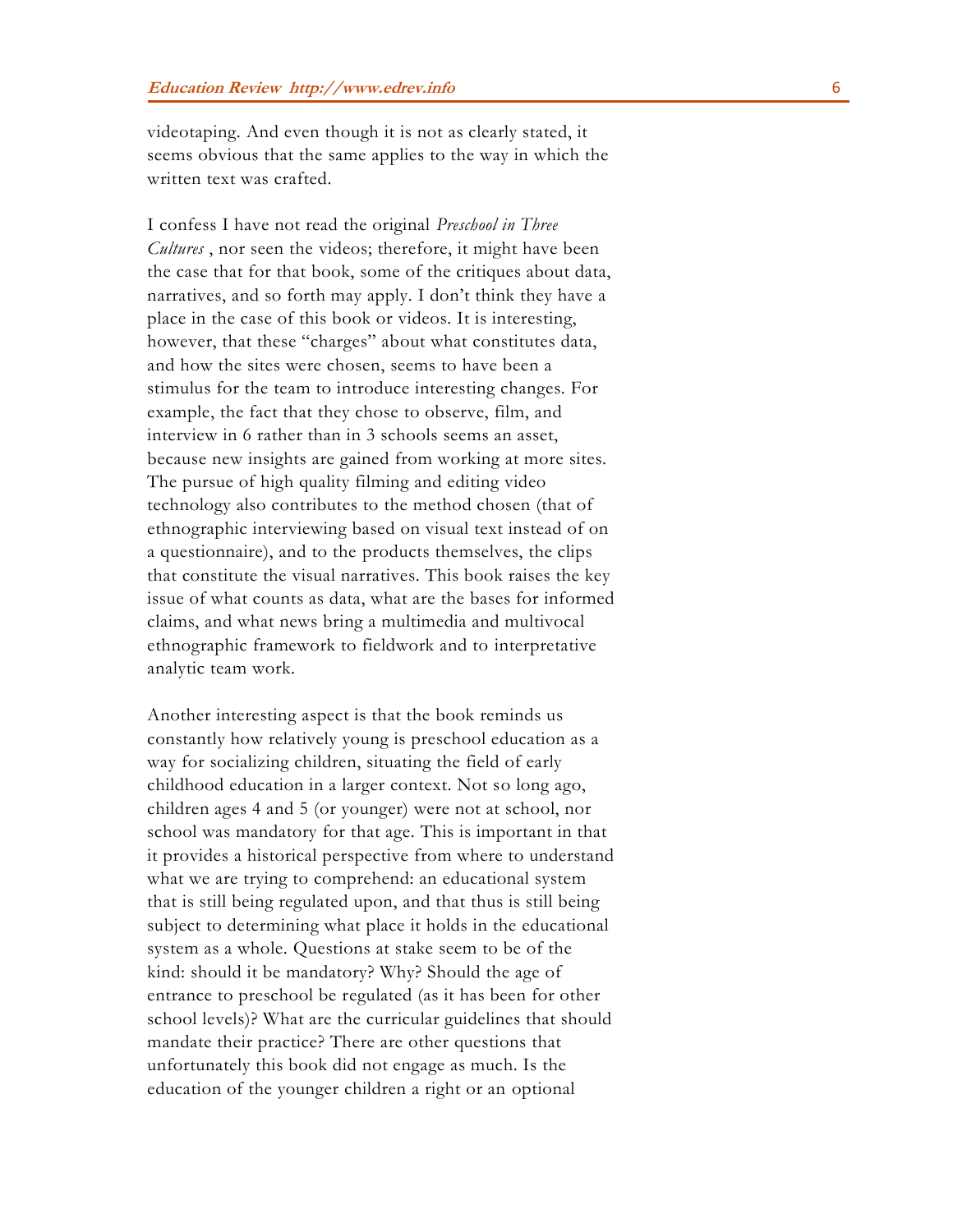videotaping. And even though it is not as clearly stated, it seems obvious that the same applies to the way in which the written text was crafted.

I confess I have not read the original *Preschool in Three Cultures* , nor seen the videos; therefore, it might have been the case that for that book, some of the critiques about data, narratives, and so forth may apply. I don't think they have a place in the case of this book or videos. It is interesting, however, that these "charges" about what constitutes data, and how the sites were chosen, seems to have been a stimulus for the team to introduce interesting changes. For example, the fact that they chose to observe, film, and interview in 6 rather than in 3 schools seems an asset, because new insights are gained from working at more sites. The pursue of high quality filming and editing video technology also contributes to the method chosen (that of ethnographic interviewing based on visual text instead of on a questionnaire), and to the products themselves, the clips that constitute the visual narratives. This book raises the key issue of what counts as data, what are the bases for informed claims, and what news bring a multimedia and multivocal ethnographic framework to fieldwork and to interpretative analytic team work.

Another interesting aspect is that the book reminds us constantly how relatively young is preschool education as a way for socializing children, situating the field of early childhood education in a larger context. Not so long ago, children ages 4 and 5 (or younger) were not at school, nor school was mandatory for that age. This is important in that it provides a historical perspective from where to understand what we are trying to comprehend: an educational system that is still being regulated upon, and that thus is still being subject to determining what place it holds in the educational system as a whole. Questions at stake seem to be of the kind: should it be mandatory? Why? Should the age of entrance to preschool be regulated (as it has been for other school levels)? What are the curricular guidelines that should mandate their practice? There are other questions that unfortunately this book did not engage as much. Is the education of the younger children a right or an optional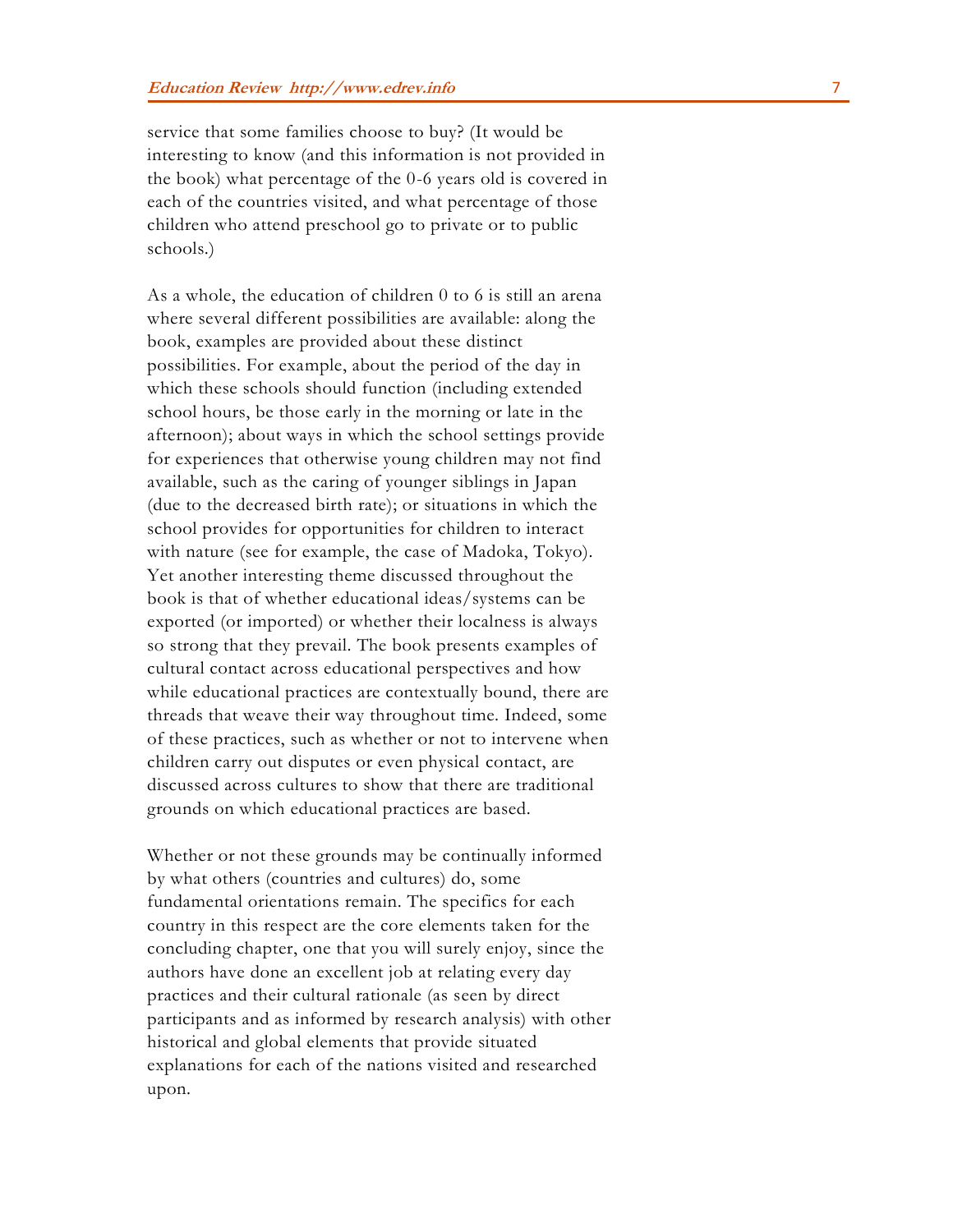service that some families choose to buy? (It would be interesting to know (and this information is not provided in the book) what percentage of the 0-6 years old is covered in each of the countries visited, and what percentage of those children who attend preschool go to private or to public schools.)

As a whole, the education of children 0 to 6 is still an arena where several different possibilities are available: along the book, examples are provided about these distinct possibilities. For example, about the period of the day in which these schools should function (including extended school hours, be those early in the morning or late in the afternoon); about ways in which the school settings provide for experiences that otherwise young children may not find available, such as the caring of younger siblings in Japan (due to the decreased birth rate); or situations in which the school provides for opportunities for children to interact with nature (see for example, the case of Madoka, Tokyo). Yet another interesting theme discussed throughout the book is that of whether educational ideas/systems can be exported (or imported) or whether their localness is always so strong that they prevail. The book presents examples of cultural contact across educational perspectives and how while educational practices are contextually bound, there are threads that weave their way throughout time. Indeed, some of these practices, such as whether or not to intervene when children carry out disputes or even physical contact, are discussed across cultures to show that there are traditional grounds on which educational practices are based.

Whether or not these grounds may be continually informed by what others (countries and cultures) do, some fundamental orientations remain. The specifics for each country in this respect are the core elements taken for the concluding chapter, one that you will surely enjoy, since the authors have done an excellent job at relating every day practices and their cultural rationale (as seen by direct participants and as informed by research analysis) with other historical and global elements that provide situated explanations for each of the nations visited and researched upon.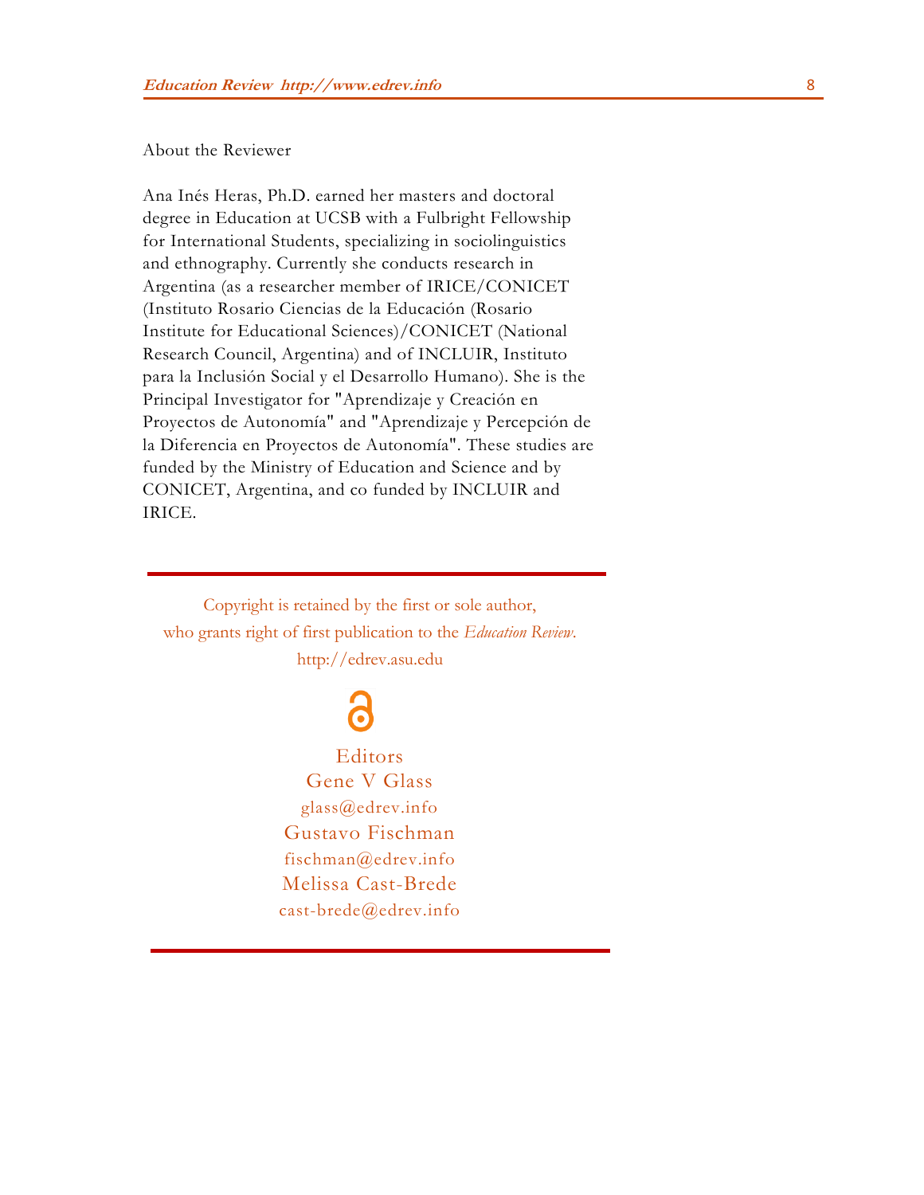About the Reviewer

Ana Inés Heras, Ph.D. earned her masters and doctoral degree in Education at UCSB with a Fulbright Fellowship for International Students, specializing in sociolinguistics and ethnography. Currently she conducts research in Argentina (as a researcher member of IRICE/CONICET (Instituto Rosario Ciencias de la Educación (Rosario Institute for Educational Sciences)/CONICET (National Research Council, Argentina) and of INCLUIR, Instituto para la Inclusión Social y el Desarrollo Humano). She is the Principal Investigator for "Aprendizaje y Creación en Proyectos de Autonomía" and "Aprendizaje y Percepción de la Diferencia en Proyectos de Autonomía". These studies are funded by the Ministry of Education and Science and by CONICET, Argentina, and co funded by INCLUIR and IRICE.

---

Copyright is retained by the first or sole author, who grants right of first publication to the *Education Review*.
http://edrev.asu.edu

Editors
Gene V Glass
glass@edrev.info
Gustavo Fischman
fischman@edrev.info
Melissa Cast-Brede
cast-brede@edrev.info

---